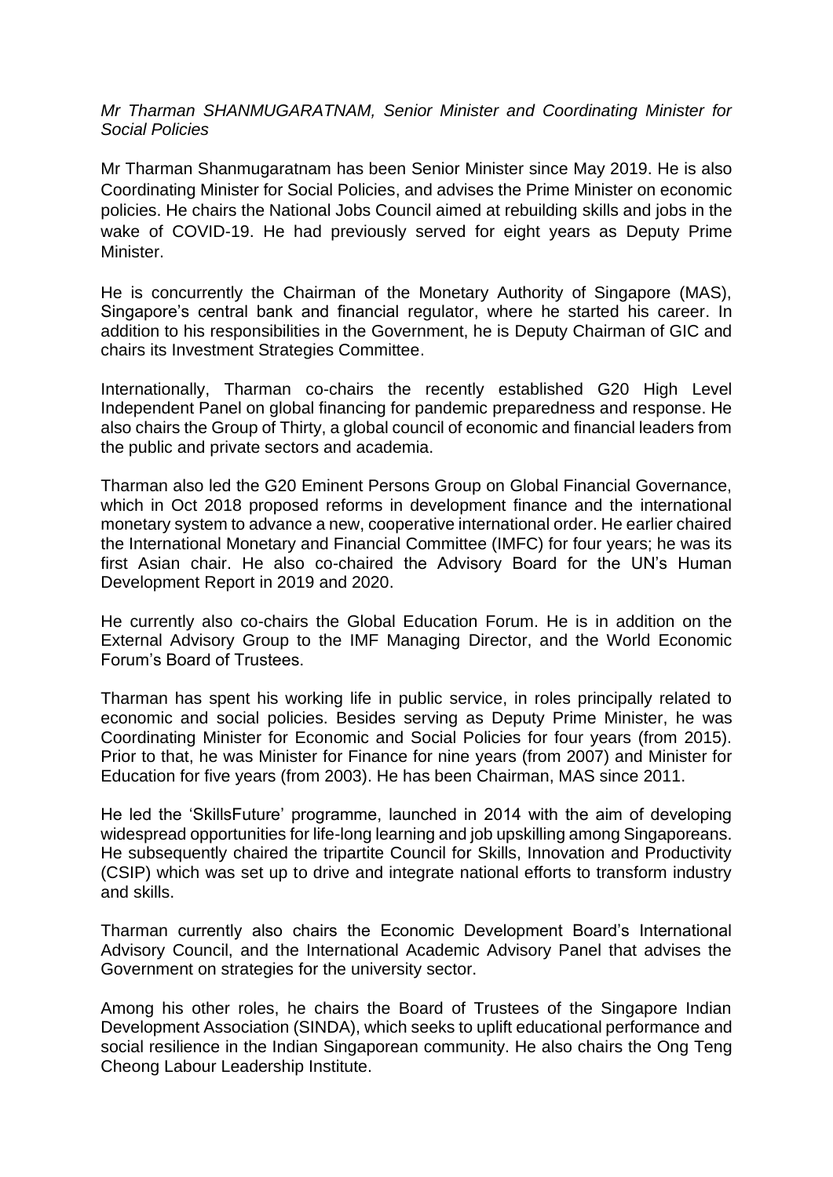*Mr Tharman SHANMUGARATNAM, Senior Minister and Coordinating Minister for Social Policies*

Mr Tharman Shanmugaratnam has been Senior Minister since May 2019. He is also Coordinating Minister for Social Policies, and advises the Prime Minister on economic policies. He chairs the National Jobs Council aimed at rebuilding skills and jobs in the wake of COVID-19. He had previously served for eight years as Deputy Prime Minister.

He is concurrently the Chairman of the Monetary Authority of Singapore (MAS), Singapore's central bank and financial regulator, where he started his career. In addition to his responsibilities in the Government, he is Deputy Chairman of GIC and chairs its Investment Strategies Committee.

Internationally, Tharman co-chairs the recently established G20 High Level Independent Panel on global financing for pandemic preparedness and response. He also chairs the Group of Thirty, a global council of economic and financial leaders from the public and private sectors and academia.

Tharman also led the G20 Eminent Persons Group on Global Financial Governance, which in Oct 2018 proposed reforms in development finance and the international monetary system to advance a new, cooperative international order. He earlier chaired the International Monetary and Financial Committee (IMFC) for four years; he was its first Asian chair. He also co-chaired the Advisory Board for the UN's Human Development Report in 2019 and 2020.

He currently also co-chairs the Global Education Forum. He is in addition on the External Advisory Group to the IMF Managing Director, and the World Economic Forum's Board of Trustees.

Tharman has spent his working life in public service, in roles principally related to economic and social policies. Besides serving as Deputy Prime Minister, he was Coordinating Minister for Economic and Social Policies for four years (from 2015). Prior to that, he was Minister for Finance for nine years (from 2007) and Minister for Education for five years (from 2003). He has been Chairman, MAS since 2011.

He led the 'SkillsFuture' programme, launched in 2014 with the aim of developing widespread opportunities for life-long learning and job upskilling among Singaporeans. He subsequently chaired the tripartite Council for Skills, Innovation and Productivity (CSIP) which was set up to drive and integrate national efforts to transform industry and skills.

Tharman currently also chairs the Economic Development Board's International Advisory Council, and the International Academic Advisory Panel that advises the Government on strategies for the university sector.

Among his other roles, he chairs the Board of Trustees of the Singapore Indian Development Association (SINDA), which seeks to uplift educational performance and social resilience in the Indian Singaporean community. He also chairs the Ong Teng Cheong Labour Leadership Institute.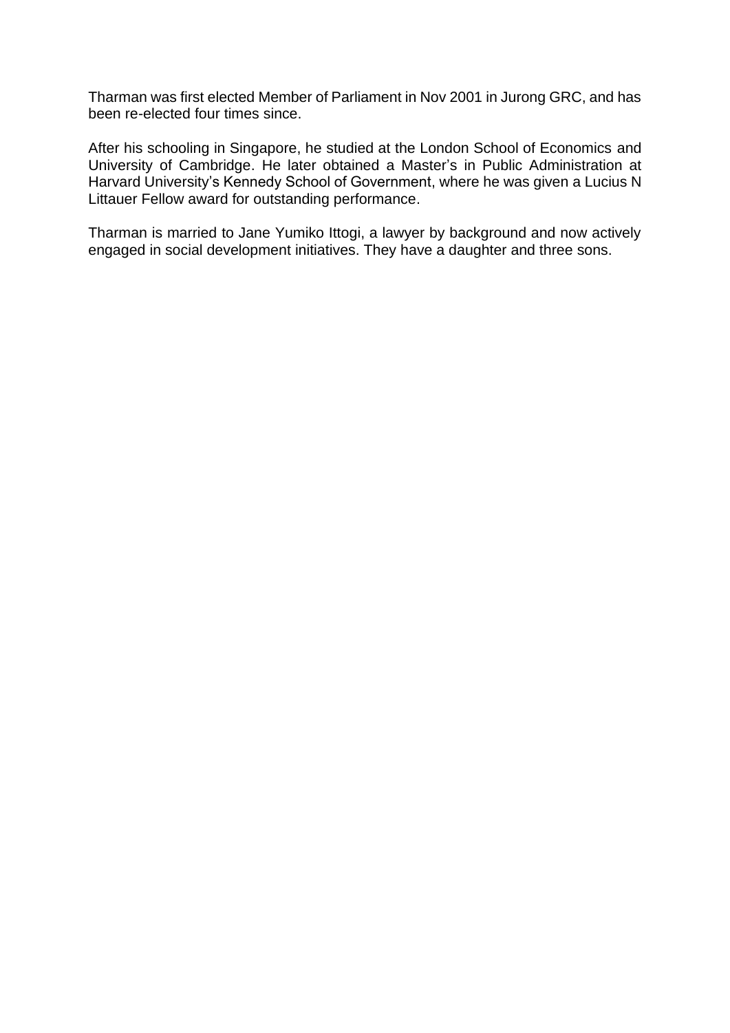Tharman was first elected Member of Parliament in Nov 2001 in Jurong GRC, and has been re-elected four times since.

After his schooling in Singapore, he studied at the London School of Economics and University of Cambridge. He later obtained a Master's in Public Administration at Harvard University's Kennedy School of Government, where he was given a Lucius N Littauer Fellow award for outstanding performance.

Tharman is married to Jane Yumiko Ittogi, a lawyer by background and now actively engaged in social development initiatives. They have a daughter and three sons.